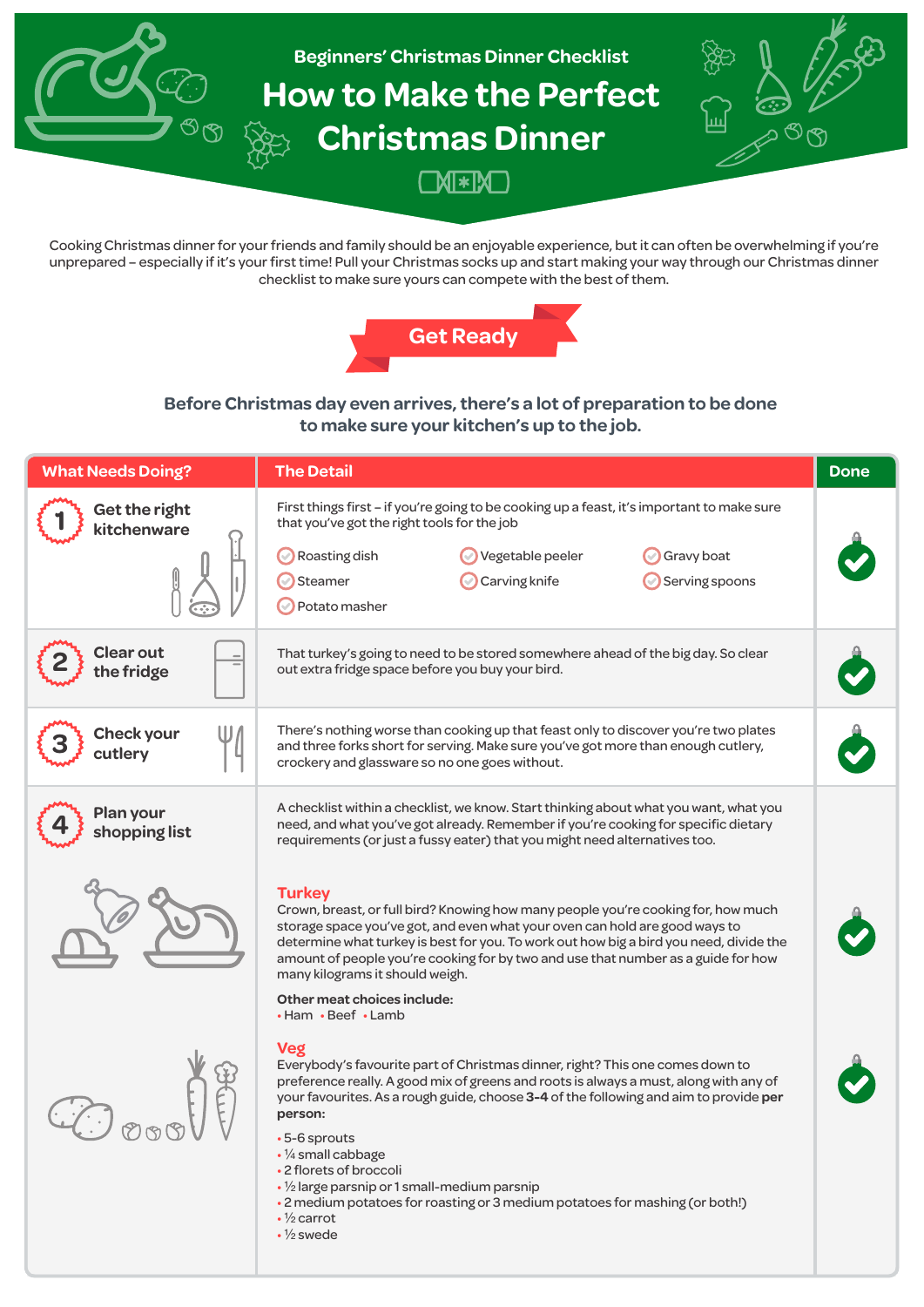Beginners' Christmas Dinner Checklist

# How to Make the Perfect Christmas Dinner

Cooking Christmas dinner for your friends and family should be an enjoyable experience, but it can often be overwhelming if you're unprepared – especially if it's your first time! Pull your Christmas socks up and start making your way through our Christmas dinner checklist to make sure yours can compete with the best of them.

## Get Ready

**Before Christmas day even arrives, there's a lot of preparation to be done to make sure your kitchen's up to the job.**

| What Needs Doing? | The Detail | Done |
|---|---|---|
| 1 Get the right kitchenware | First things first – if you're going to be cooking up a feast, it's important to make sure that you've got the right tools for the job<br>Roasting dish, Vegetable peeler, Gravy boat, Steamer, Carving knife, Serving spoons, Potato masher | ✓ |
| 2 Clear out the fridge | That turkey's going to need to be stored somewhere ahead of the big day. So clear out extra fridge space before you buy your bird. | ✓ |
| 3 Check your cutlery | There's nothing worse than cooking up that feast only to discover you're two plates and three forks short for serving. Make sure you've got more than enough cutlery, crockery and glassware so no one goes without. | ✓ |
| 4 Plan your shopping list | A checklist within a checklist, we know. Start thinking about what you want, what you need, and what you've got already. Remember if you're cooking for specific dietary requirements (or just a fussy eater) that you might need alternatives too. | |
| | **Turkey**<br>Crown, breast, or full bird? Knowing how many people you're cooking for, how much storage space you've got, and even what your oven can hold are good ways to determine what turkey is best for you. To work out how big a bird you need, divide the amount of people you're cooking for by two and use that number as a guide for how many kilograms it should weigh.<br>**Other meat choices include:**<br>• Ham • Beef • Lamb | ✓ |
| | **Veg**<br>Everybody's favourite part of Christmas dinner, right? This one comes down to preference really. A good mix of greens and roots is always a must, along with any of your favourites. As a rough guide, choose **3-4** of the following and aim to provide **per person:**<br>• 5-6 sprouts<br>• ¼ small cabbage<br>• 2 florets of broccoli<br>• ½ large parsnip or 1 small-medium parsnip<br>• 2 medium potatoes for roasting or 3 medium potatoes for mashing (or both!)<br>• ½ carrot<br>• ½ swede | ✓ |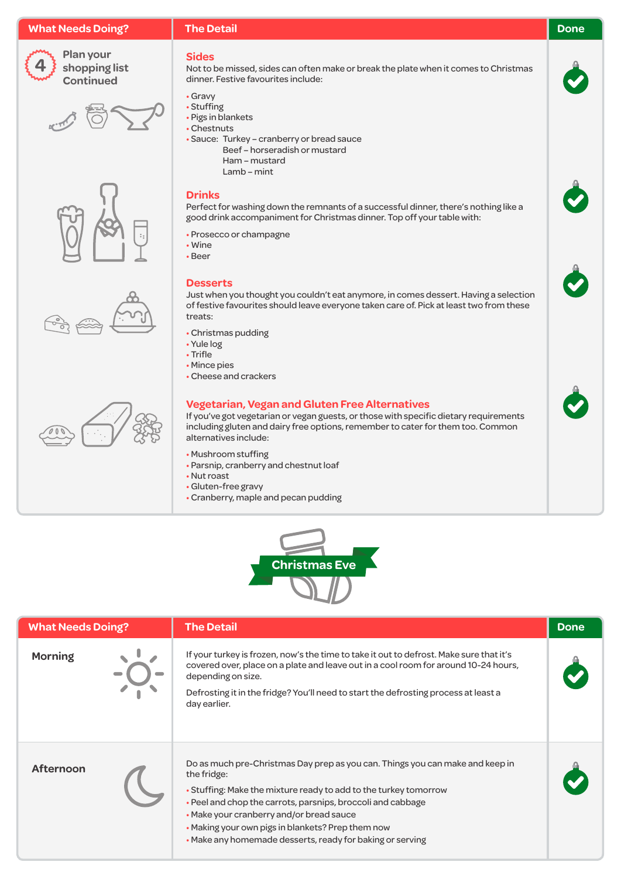| What Needs Doing? | The Detail | Done |
| --- | --- | --- |
| 4 Plan your shopping list Continued | **Sides**<br>Not to be missed, sides can often make or break the plate when it comes to Christmas dinner. Festive favourites include:<br>• Gravy<br>• Stuffing<br>• Pigs in blankets<br>• Chestnuts<br>• Sauce: Turkey – cranberry or bread sauce<br>Beef – horseradish or mustard<br>Ham – mustard<br>Lamb – mint | ✓ |
| | **Drinks**<br>Perfect for washing down the remnants of a successful dinner, there's nothing like a good drink accompaniment for Christmas dinner. Top off your table with:<br>• Prosecco or champagne<br>• Wine<br>• Beer | ✓ |
| | **Desserts**<br>Just when you thought you couldn't eat anymore, in comes dessert. Having a selection of festive favourites should leave everyone taken care of. Pick at least two from these treats:<br>• Christmas pudding<br>• Yule log<br>• Trifle<br>• Mince pies<br>• Cheese and crackers | ✓ |
| | **Vegetarian, Vegan and Gluten Free Alternatives**<br>If you've got vegetarian or vegan guests, or those with specific dietary requirements including gluten and dairy free options, remember to cater for them too. Common alternatives include:<br>• Mushroom stuffing<br>• Parsnip, cranberry and chestnut loaf<br>• Nut roast<br>• Gluten-free gravy<br>• Cranberry, maple and pecan pudding | ✓ |

## Christmas Eve

| What Needs Doing? | The Detail | Done |
| --- | --- | --- |
| Morning | If your turkey is frozen, now's the time to take it out to defrost. Make sure that it's covered over, place on a plate and leave out in a cool room for around 10-24 hours, depending on size.<br><br>Defrosting it in the fridge? You'll need to start the defrosting process at least a day earlier. | ✓ |
| Afternoon | Do as much pre-Christmas Day prep as you can. Things you can make and keep in the fridge:<br>• Stuffing: Make the mixture ready to add to the turkey tomorrow<br>• Peel and chop the carrots, parsnips, broccoli and cabbage<br>• Make your cranberry and/or bread sauce<br>• Making your own pigs in blankets? Prep them now<br>• Make any homemade desserts, ready for baking or serving | ✓ |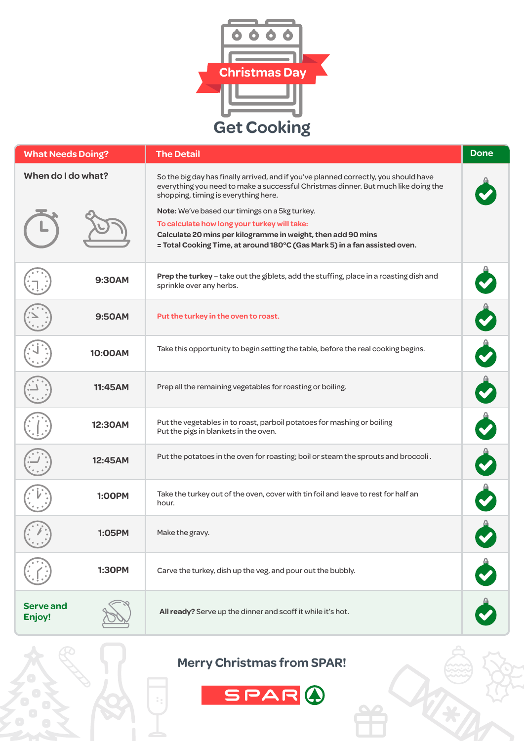# Christmas Day

## Get Cooking

| What Needs Doing? | The Detail | Done |
| --- | --- | --- |
| **When do I do what?** | So the big day has finally arrived, and if you've planned correctly, you should have everything you need to make a successful Christmas dinner. But much like doing the shopping, timing is everything here.<br><br>**Note:** We've based our timings on a 5kg turkey.<br><br>**To calculate how long your turkey will take:**<br>**Calculate 20 mins per kilogramme in weight, then add 90 mins = Total Cooking Time, at around 180°C (Gas Mark 5) in a fan assisted oven.** | ✓ |
| **9:30AM** | **Prep the turkey** – take out the giblets, add the stuffing, place in a roasting dish and sprinkle over any herbs. | ✓ |
| **9:50AM** | **Put the turkey in the oven to roast.** | ✓ |
| **10:00AM** | Take this opportunity to begin setting the table, before the real cooking begins. | ✓ |
| **11:45AM** | Prep all the remaining vegetables for roasting or boiling. | ✓ |
| **12:30AM** | Put the vegetables in to roast, parboil potatoes for mashing or boiling<br>Put the pigs in blankets in the oven. | ✓ |
| **12:45AM** | Put the potatoes in the oven for roasting; boil or steam the sprouts and broccoli . | ✓ |
| **1:00PM** | Take the turkey out of the oven, cover with tin foil and leave to rest for half an hour. | ✓ |
| **1:05PM** | Make the gravy. | ✓ |
| **1:30PM** | Carve the turkey, dish up the veg, and pour out the bubbly. | ✓ |
| **Serve and Enjoy!** | **All ready?** Serve up the dinner and scoff it while it's hot. | ✓ |

**Merry Christmas from SPAR!**

SPAR